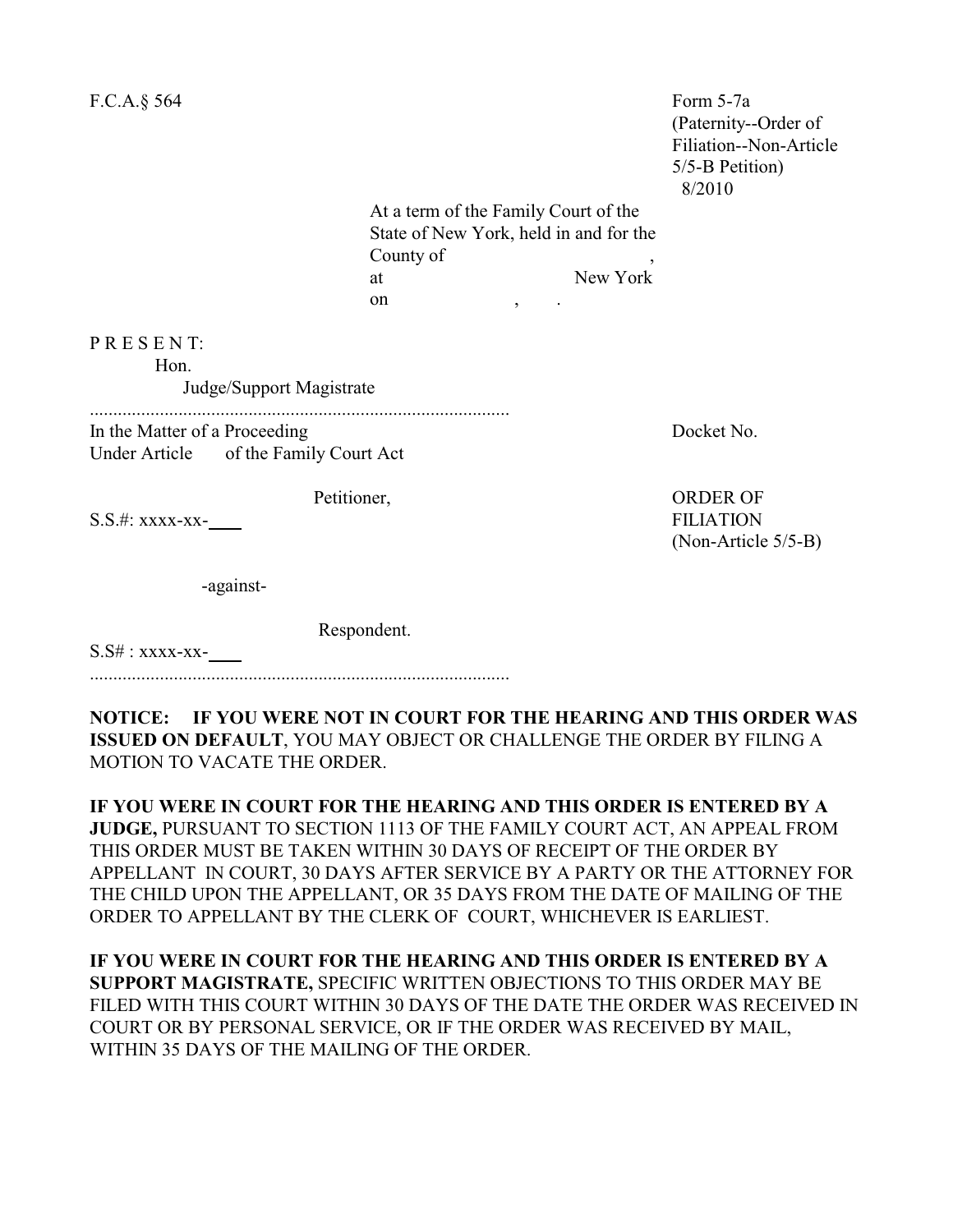F.C.A.§ 564

Form 5-7a
(Paternity--Order of Filiation--Non-Article 5/5-B Petition)
8/2010

At a term of the Family Court of the State of New York, held in and for the County of ,
at New York
on , .

P R E S E N T:

Hon.

Judge/Support Magistrate

..........................................................................................

In the Matter of a Proceeding
Under Article of the Family Court Act

Docket No.

Petitioner,

S.S.#: xxxx-xx-____

**ORDER OF FILIATION**
(Non-Article 5/5-B)

-against-

Respondent.

S.S# : xxxx-xx-____

..........................................................................................

**NOTICE: IF YOU WERE NOT IN COURT FOR THE HEARING AND THIS ORDER WAS ISSUED ON DEFAULT**, YOU MAY OBJECT OR CHALLENGE THE ORDER BY FILING A MOTION TO VACATE THE ORDER.

**IF YOU WERE IN COURT FOR THE HEARING AND THIS ORDER IS ENTERED BY A JUDGE,** PURSUANT TO SECTION 1113 OF THE FAMILY COURT ACT, AN APPEAL FROM THIS ORDER MUST BE TAKEN WITHIN 30 DAYS OF RECEIPT OF THE ORDER BY APPELLANT IN COURT, 30 DAYS AFTER SERVICE BY A PARTY OR THE ATTORNEY FOR THE CHILD UPON THE APPELLANT, OR 35 DAYS FROM THE DATE OF MAILING OF THE ORDER TO APPELLANT BY THE CLERK OF COURT, WHICHEVER IS EARLIEST.

**IF YOU WERE IN COURT FOR THE HEARING AND THIS ORDER IS ENTERED BY A SUPPORT MAGISTRATE,** SPECIFIC WRITTEN OBJECTIONS TO THIS ORDER MAY BE FILED WITH THIS COURT WITHIN 30 DAYS OF THE DATE THE ORDER WAS RECEIVED IN COURT OR BY PERSONAL SERVICE, OR IF THE ORDER WAS RECEIVED BY MAIL, WITHIN 35 DAYS OF THE MAILING OF THE ORDER.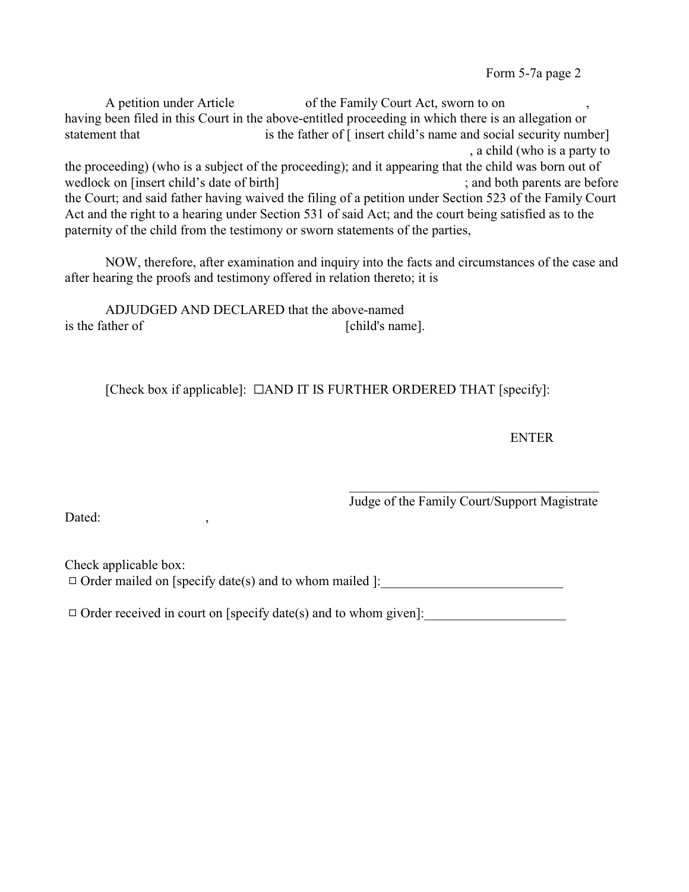A petition under Article of the Family Court Act, sworn to on , having been filed in this Court in the above-entitled proceeding in which there is an allegation or statement that is the father of [ insert child's name and social security number] , a child (who is a party to the proceeding) (who is a subject of the proceeding); and it appearing that the child was born out of wedlock on [insert child's date of birth] ; and both parents are before the Court; and said father having waived the filing of a petition under Section 523 of the Family Court Act and the right to a hearing under Section 531 of said Act; and the court being satisfied as to the paternity of the child from the testimony or sworn statements of the parties,

NOW, therefore, after examination and inquiry into the facts and circumstances of the case and after hearing the proofs and testimony offered in relation thereto; it is

ADJUDGED AND DECLARED that the above-named is the father of [child's name].

[Check box if applicable]: ☐AND IT IS FURTHER ORDERED THAT [specify]:

ENTER

_______________________________________
Judge of the Family Court/Support Magistrate

Dated: ,

Check applicable box:

☐ Order mailed on [specify date(s) and to whom mailed ]:___________________________

☐ Order received in court on [specify date(s) and to whom given]:_____________________